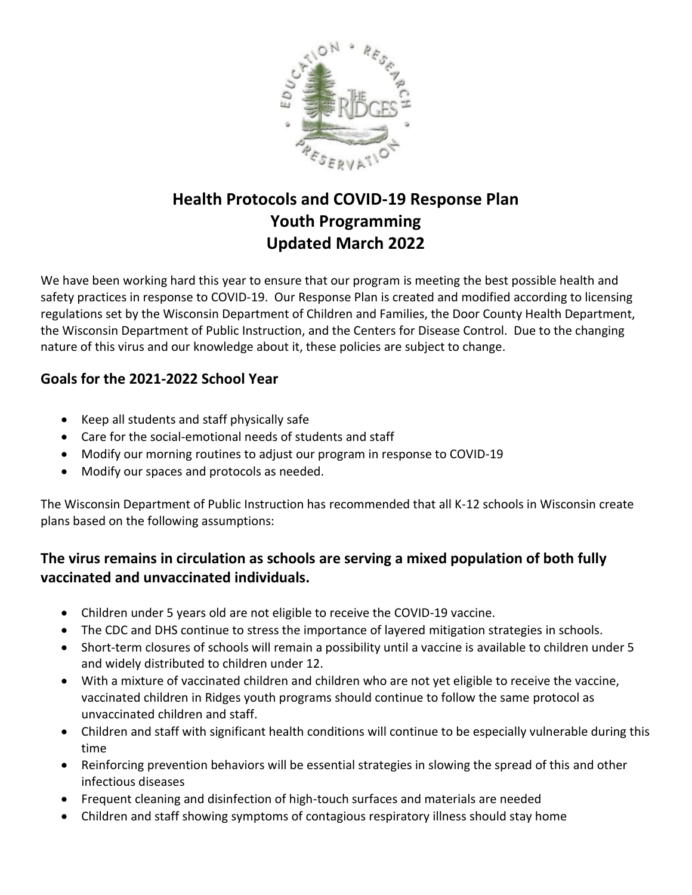# Health Protocols and COVID-19 Response Plan
# Youth Programming
# Updated March 2022

We have been working hard this year to ensure that our program is meeting the best possible health and safety practices in response to COVID-19. Our Response Plan is created and modified according to licensing regulations set by the Wisconsin Department of Children and Families, the Door County Health Department, the Wisconsin Department of Public Instruction, and the Centers for Disease Control. Due to the changing nature of this virus and our knowledge about it, these policies are subject to change.

## Goals for the 2021-2022 School Year

- Keep all students and staff physically safe
- Care for the social-emotional needs of students and staff
- Modify our morning routines to adjust our program in response to COVID-19
- Modify our spaces and protocols as needed.

The Wisconsin Department of Public Instruction has recommended that all K-12 schools in Wisconsin create plans based on the following assumptions:

## The virus remains in circulation as schools are serving a mixed population of both fully vaccinated and unvaccinated individuals.

- Children under 5 years old are not eligible to receive the COVID-19 vaccine.
- The CDC and DHS continue to stress the importance of layered mitigation strategies in schools.
- Short-term closures of schools will remain a possibility until a vaccine is available to children under 5 and widely distributed to children under 12.
- With a mixture of vaccinated children and children who are not yet eligible to receive the vaccine, vaccinated children in Ridges youth programs should continue to follow the same protocol as unvaccinated children and staff.
- Children and staff with significant health conditions will continue to be especially vulnerable during this time
- Reinforcing prevention behaviors will be essential strategies in slowing the spread of this and other infectious diseases
- Frequent cleaning and disinfection of high-touch surfaces and materials are needed
- Children and staff showing symptoms of contagious respiratory illness should stay home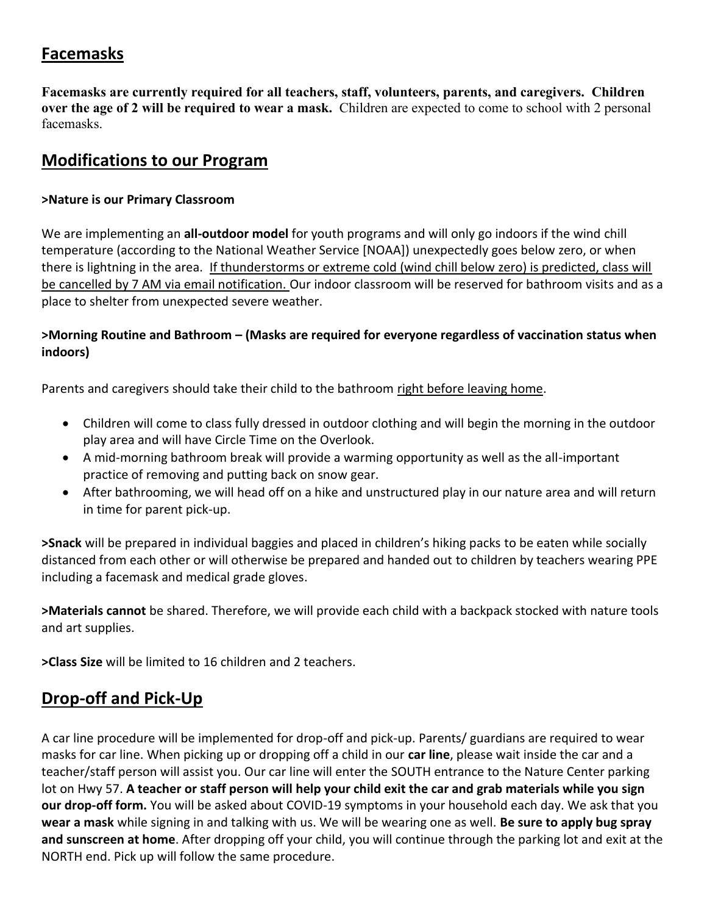## Facemasks

**Facemasks are currently required for all teachers, staff, volunteers, parents, and caregivers. Children over the age of 2 will be required to wear a mask.** Children are expected to come to school with 2 personal facemasks.

## Modifications to our Program

**>Nature is our Primary Classroom**

We are implementing an **all-outdoor model** for youth programs and will only go indoors if the wind chill temperature (according to the National Weather Service [NOAA]) unexpectedly goes below zero, or when there is lightning in the area. If thunderstorms or extreme cold (wind chill below zero) is predicted, class will be cancelled by 7 AM via email notification. Our indoor classroom will be reserved for bathroom visits and as a place to shelter from unexpected severe weather.

**>Morning Routine and Bathroom – (Masks are required for everyone regardless of vaccination status when indoors)**

Parents and caregivers should take their child to the bathroom right before leaving home.

- Children will come to class fully dressed in outdoor clothing and will begin the morning in the outdoor play area and will have Circle Time on the Overlook.
- A mid-morning bathroom break will provide a warming opportunity as well as the all-important practice of removing and putting back on snow gear.
- After bathrooming, we will head off on a hike and unstructured play in our nature area and will return in time for parent pick-up.

**>Snack** will be prepared in individual baggies and placed in children's hiking packs to be eaten while socially distanced from each other or will otherwise be prepared and handed out to children by teachers wearing PPE including a facemask and medical grade gloves.

**>Materials cannot** be shared. Therefore, we will provide each child with a backpack stocked with nature tools and art supplies.

**>Class Size** will be limited to 16 children and 2 teachers.

## Drop-off and Pick-Up

A car line procedure will be implemented for drop-off and pick-up. Parents/ guardians are required to wear masks for car line. When picking up or dropping off a child in our **car line**, please wait inside the car and a teacher/staff person will assist you. Our car line will enter the SOUTH entrance to the Nature Center parking lot on Hwy 57. **A teacher or staff person will help your child exit the car and grab materials while you sign our drop-off form.** You will be asked about COVID-19 symptoms in your household each day. We ask that you **wear a mask** while signing in and talking with us. We will be wearing one as well. **Be sure to apply bug spray and sunscreen at home**. After dropping off your child, you will continue through the parking lot and exit at the NORTH end. Pick up will follow the same procedure.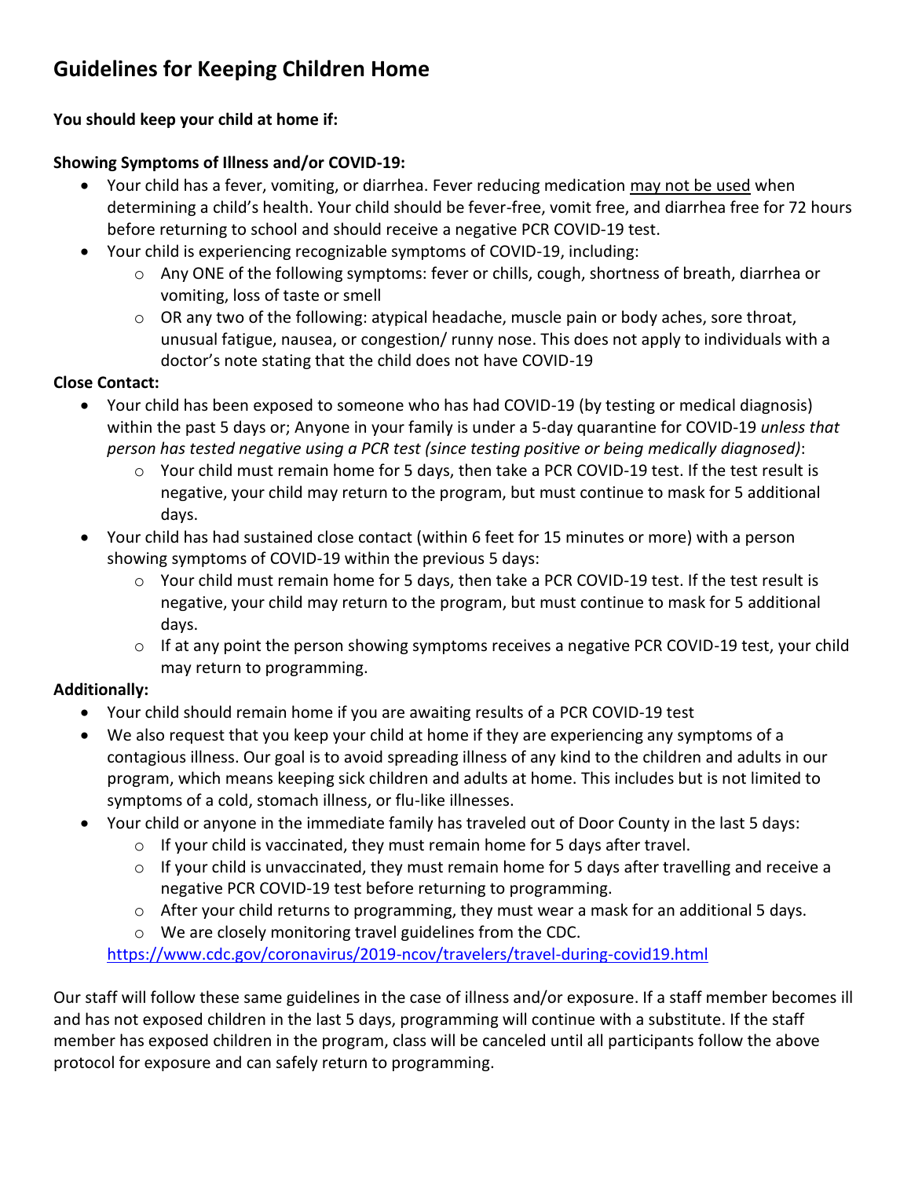## Guidelines for Keeping Children Home

**You should keep your child at home if:**

**Showing Symptoms of Illness and/or COVID-19:**

- Your child has a fever, vomiting, or diarrhea. Fever reducing medication <u>may not be used</u> when determining a child's health. Your child should be fever-free, vomit free, and diarrhea free for 72 hours before returning to school and should receive a negative PCR COVID-19 test.
- Your child is experiencing recognizable symptoms of COVID-19, including:
  - Any ONE of the following symptoms: fever or chills, cough, shortness of breath, diarrhea or vomiting, loss of taste or smell
  - OR any two of the following: atypical headache, muscle pain or body aches, sore throat, unusual fatigue, nausea, or congestion/ runny nose. This does not apply to individuals with a doctor's note stating that the child does not have COVID-19

**Close Contact:**

- Your child has been exposed to someone who has had COVID-19 (by testing or medical diagnosis) within the past 5 days or; Anyone in your family is under a 5-day quarantine for COVID-19 *unless that person has tested negative using a PCR test (since testing positive or being medically diagnosed)*:
  - Your child must remain home for 5 days, then take a PCR COVID-19 test. If the test result is negative, your child may return to the program, but must continue to mask for 5 additional days.
- Your child has had sustained close contact (within 6 feet for 15 minutes or more) with a person showing symptoms of COVID-19 within the previous 5 days:
  - Your child must remain home for 5 days, then take a PCR COVID-19 test. If the test result is negative, your child may return to the program, but must continue to mask for 5 additional days.
  - If at any point the person showing symptoms receives a negative PCR COVID-19 test, your child may return to programming.

**Additionally:**

- Your child should remain home if you are awaiting results of a PCR COVID-19 test
- We also request that you keep your child at home if they are experiencing any symptoms of a contagious illness. Our goal is to avoid spreading illness of any kind to the children and adults in our program, which means keeping sick children and adults at home. This includes but is not limited to symptoms of a cold, stomach illness, or flu-like illnesses.
- Your child or anyone in the immediate family has traveled out of Door County in the last 5 days:
  - If your child is vaccinated, they must remain home for 5 days after travel.
  - If your child is unvaccinated, they must remain home for 5 days after travelling and receive a negative PCR COVID-19 test before returning to programming.
  - After your child returns to programming, they must wear a mask for an additional 5 days.
  - We are closely monitoring travel guidelines from the CDC.

  https://www.cdc.gov/coronavirus/2019-ncov/travelers/travel-during-covid19.html

Our staff will follow these same guidelines in the case of illness and/or exposure. If a staff member becomes ill and has not exposed children in the last 5 days, programming will continue with a substitute. If the staff member has exposed children in the program, class will be canceled until all participants follow the above protocol for exposure and can safely return to programming.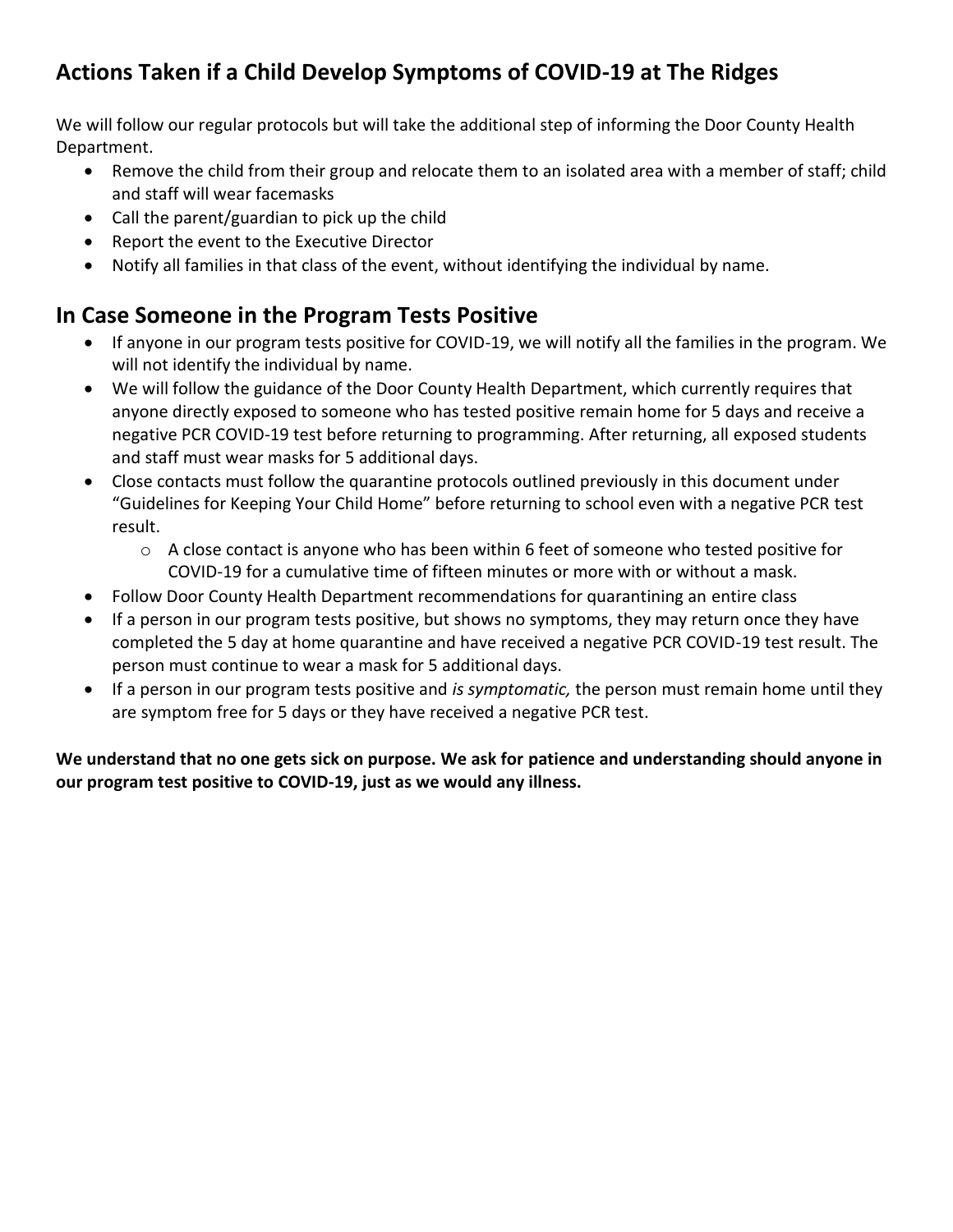## Actions Taken if a Child Develop Symptoms of COVID-19 at The Ridges

We will follow our regular protocols but will take the additional step of informing the Door County Health Department.

- Remove the child from their group and relocate them to an isolated area with a member of staff; child and staff will wear facemasks
- Call the parent/guardian to pick up the child
- Report the event to the Executive Director
- Notify all families in that class of the event, without identifying the individual by name.

## In Case Someone in the Program Tests Positive

- If anyone in our program tests positive for COVID-19, we will notify all the families in the program. We will not identify the individual by name.
- We will follow the guidance of the Door County Health Department, which currently requires that anyone directly exposed to someone who has tested positive remain home for 5 days and receive a negative PCR COVID-19 test before returning to programming. After returning, all exposed students and staff must wear masks for 5 additional days.
- Close contacts must follow the quarantine protocols outlined previously in this document under "Guidelines for Keeping Your Child Home" before returning to school even with a negative PCR test result.
    - A close contact is anyone who has been within 6 feet of someone who tested positive for COVID-19 for a cumulative time of fifteen minutes or more with or without a mask.
- Follow Door County Health Department recommendations for quarantining an entire class
- If a person in our program tests positive, but shows no symptoms, they may return once they have completed the 5 day at home quarantine and have received a negative PCR COVID-19 test result. The person must continue to wear a mask for 5 additional days.
- If a person in our program tests positive and *is symptomatic,* the person must remain home until they are symptom free for 5 days or they have received a negative PCR test.

**We understand that no one gets sick on purpose. We ask for patience and understanding should anyone in our program test positive to COVID-19, just as we would any illness.**